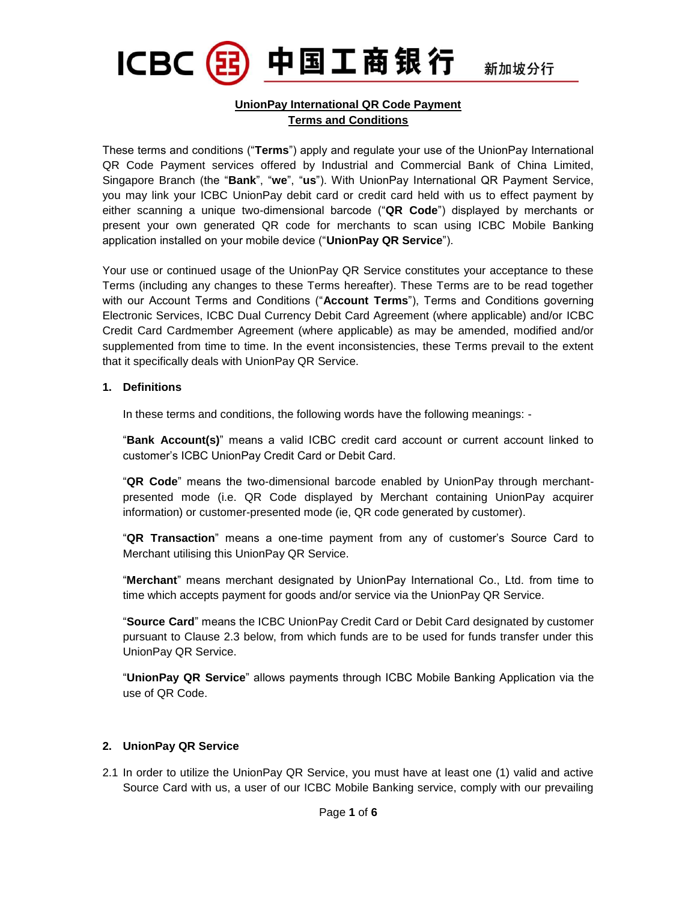ICBC 中国工商银行 新加坡分行

# UnionPay International QR Code Payment Terms and Conditions

These terms and conditions ("**Terms**") apply and regulate your use of the UnionPay International QR Code Payment services offered by Industrial and Commercial Bank of China Limited, Singapore Branch (the "**Bank**", "**we**", "**us**"). With UnionPay International QR Payment Service, you may link your ICBC UnionPay debit card or credit card held with us to effect payment by either scanning a unique two-dimensional barcode ("**QR Code**") displayed by merchants or present your own generated QR code for merchants to scan using ICBC Mobile Banking application installed on your mobile device ("**UnionPay QR Service**").

Your use or continued usage of the UnionPay QR Service constitutes your acceptance to these Terms (including any changes to these Terms hereafter). These Terms are to be read together with our Account Terms and Conditions ("**Account Terms**"), Terms and Conditions governing Electronic Services, ICBC Dual Currency Debit Card Agreement (where applicable) and/or ICBC Credit Card Cardmember Agreement (where applicable) as may be amended, modified and/or supplemented from time to time. In the event inconsistencies, these Terms prevail to the extent that it specifically deals with UnionPay QR Service.

## 1. Definitions

In these terms and conditions, the following words have the following meanings: -

"**Bank Account(s)**" means a valid ICBC credit card account or current account linked to customer's ICBC UnionPay Credit Card or Debit Card.

"**QR Code**" means the two-dimensional barcode enabled by UnionPay through merchant-presented mode (i.e. QR Code displayed by Merchant containing UnionPay acquirer information) or customer-presented mode (ie, QR code generated by customer).

"**QR Transaction**" means a one-time payment from any of customer's Source Card to Merchant utilising this UnionPay QR Service.

"**Merchant**" means merchant designated by UnionPay International Co., Ltd. from time to time which accepts payment for goods and/or service via the UnionPay QR Service.

"**Source Card**" means the ICBC UnionPay Credit Card or Debit Card designated by customer pursuant to Clause 2.3 below, from which funds are to be used for funds transfer under this UnionPay QR Service.

"**UnionPay QR Service**" allows payments through ICBC Mobile Banking Application via the use of QR Code.

## 2. UnionPay QR Service

2.1 In order to utilize the UnionPay QR Service, you must have at least one (1) valid and active Source Card with us, a user of our ICBC Mobile Banking service, comply with our prevailing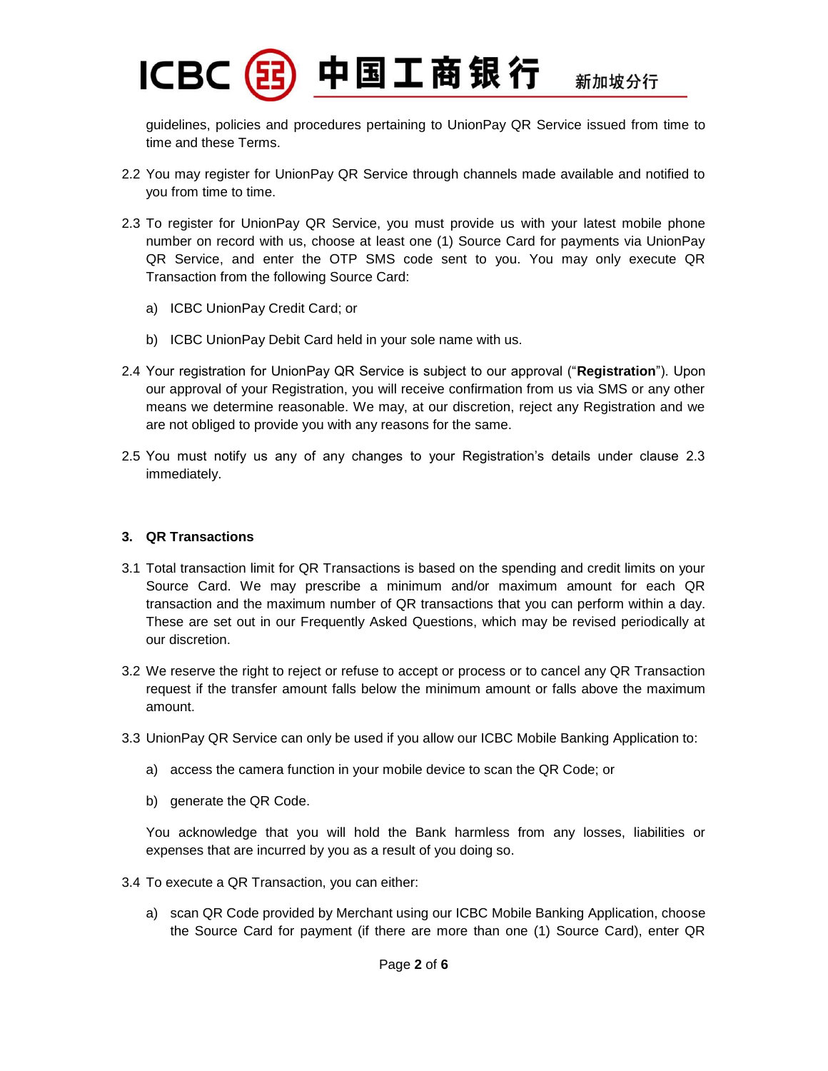guidelines, policies and procedures pertaining to UnionPay QR Service issued from time to time and these Terms.

2.2 You may register for UnionPay QR Service through channels made available and notified to you from time to time.

2.3 To register for UnionPay QR Service, you must provide us with your latest mobile phone number on record with us, choose at least one (1) Source Card for payments via UnionPay QR Service, and enter the OTP SMS code sent to you. You may only execute QR Transaction from the following Source Card:

   a) ICBC UnionPay Credit Card; or

   b) ICBC UnionPay Debit Card held in your sole name with us.

2.4 Your registration for UnionPay QR Service is subject to our approval ("**Registration**"). Upon our approval of your Registration, you will receive confirmation from us via SMS or any other means we determine reasonable. We may, at our discretion, reject any Registration and we are not obliged to provide you with any reasons for the same.

2.5 You must notify us any of any changes to your Registration's details under clause 2.3 immediately.

### 3. QR Transactions

3.1 Total transaction limit for QR Transactions is based on the spending and credit limits on your Source Card. We may prescribe a minimum and/or maximum amount for each QR transaction and the maximum number of QR transactions that you can perform within a day. These are set out in our Frequently Asked Questions, which may be revised periodically at our discretion.

3.2 We reserve the right to reject or refuse to accept or process or to cancel any QR Transaction request if the transfer amount falls below the minimum amount or falls above the maximum amount.

3.3 UnionPay QR Service can only be used if you allow our ICBC Mobile Banking Application to:

   a) access the camera function in your mobile device to scan the QR Code; or

   b) generate the QR Code.

   You acknowledge that you will hold the Bank harmless from any losses, liabilities or expenses that are incurred by you as a result of you doing so.

3.4 To execute a QR Transaction, you can either:

   a) scan QR Code provided by Merchant using our ICBC Mobile Banking Application, choose the Source Card for payment (if there are more than one (1) Source Card), enter QR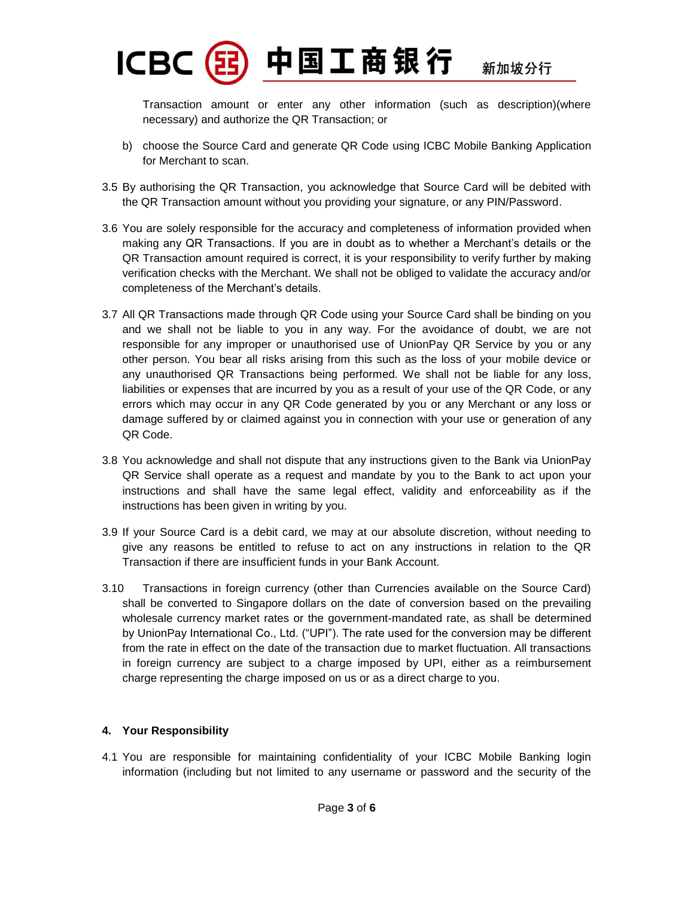Transaction amount or enter any other information (such as description)(where necessary) and authorize the QR Transaction; or

b) choose the Source Card and generate QR Code using ICBC Mobile Banking Application for Merchant to scan.

3.5 By authorising the QR Transaction, you acknowledge that Source Card will be debited with the QR Transaction amount without you providing your signature, or any PIN/Password.

3.6 You are solely responsible for the accuracy and completeness of information provided when making any QR Transactions. If you are in doubt as to whether a Merchant's details or the QR Transaction amount required is correct, it is your responsibility to verify further by making verification checks with the Merchant. We shall not be obliged to validate the accuracy and/or completeness of the Merchant's details.

3.7 All QR Transactions made through QR Code using your Source Card shall be binding on you and we shall not be liable to you in any way. For the avoidance of doubt, we are not responsible for any improper or unauthorised use of UnionPay QR Service by you or any other person. You bear all risks arising from this such as the loss of your mobile device or any unauthorised QR Transactions being performed. We shall not be liable for any loss, liabilities or expenses that are incurred by you as a result of your use of the QR Code, or any errors which may occur in any QR Code generated by you or any Merchant or any loss or damage suffered by or claimed against you in connection with your use or generation of any QR Code.

3.8 You acknowledge and shall not dispute that any instructions given to the Bank via UnionPay QR Service shall operate as a request and mandate by you to the Bank to act upon your instructions and shall have the same legal effect, validity and enforceability as if the instructions has been given in writing by you.

3.9 If your Source Card is a debit card, we may at our absolute discretion, without needing to give any reasons be entitled to refuse to act on any instructions in relation to the QR Transaction if there are insufficient funds in your Bank Account.

3.10 Transactions in foreign currency (other than Currencies available on the Source Card) shall be converted to Singapore dollars on the date of conversion based on the prevailing wholesale currency market rates or the government-mandated rate, as shall be determined by UnionPay International Co., Ltd. ("UPI"). The rate used for the conversion may be different from the rate in effect on the date of the transaction due to market fluctuation. All transactions in foreign currency are subject to a charge imposed by UPI, either as a reimbursement charge representing the charge imposed on us or as a direct charge to you.

## 4. Your Responsibility

4.1 You are responsible for maintaining confidentiality of your ICBC Mobile Banking login information (including but not limited to any username or password and the security of the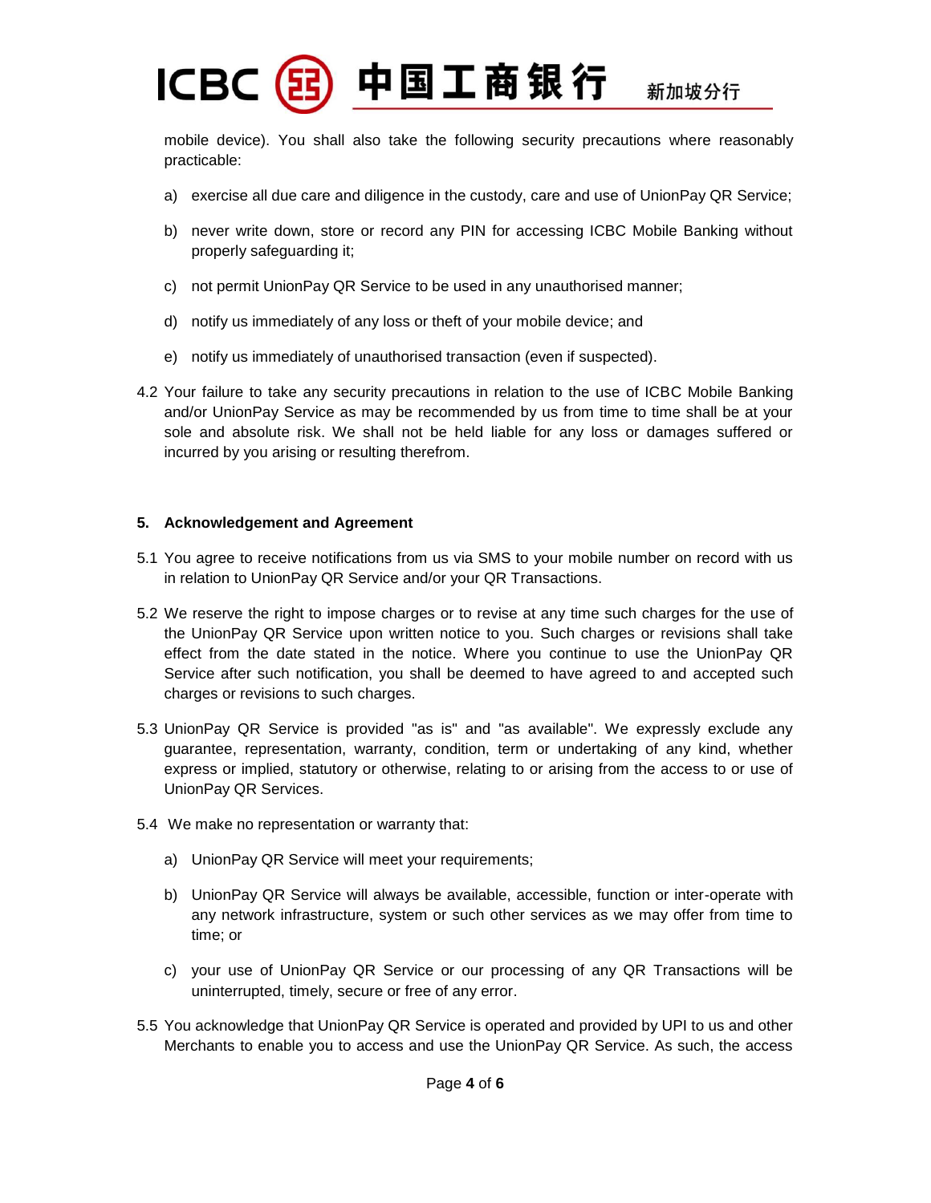mobile device). You shall also take the following security precautions where reasonably practicable:

a) exercise all due care and diligence in the custody, care and use of UnionPay QR Service;

b) never write down, store or record any PIN for accessing ICBC Mobile Banking without properly safeguarding it;

c) not permit UnionPay QR Service to be used in any unauthorised manner;

d) notify us immediately of any loss or theft of your mobile device; and

e) notify us immediately of unauthorised transaction (even if suspected).

4.2 Your failure to take any security precautions in relation to the use of ICBC Mobile Banking and/or UnionPay Service as may be recommended by us from time to time shall be at your sole and absolute risk. We shall not be held liable for any loss or damages suffered or incurred by you arising or resulting therefrom.

## 5. Acknowledgement and Agreement

5.1 You agree to receive notifications from us via SMS to your mobile number on record with us in relation to UnionPay QR Service and/or your QR Transactions.

5.2 We reserve the right to impose charges or to revise at any time such charges for the use of the UnionPay QR Service upon written notice to you. Such charges or revisions shall take effect from the date stated in the notice. Where you continue to use the UnionPay QR Service after such notification, you shall be deemed to have agreed to and accepted such charges or revisions to such charges.

5.3 UnionPay QR Service is provided "as is" and "as available". We expressly exclude any guarantee, representation, warranty, condition, term or undertaking of any kind, whether express or implied, statutory or otherwise, relating to or arising from the access to or use of UnionPay QR Services.

5.4 We make no representation or warranty that:

a) UnionPay QR Service will meet your requirements;

b) UnionPay QR Service will always be available, accessible, function or inter-operate with any network infrastructure, system or such other services as we may offer from time to time; or

c) your use of UnionPay QR Service or our processing of any QR Transactions will be uninterrupted, timely, secure or free of any error.

5.5 You acknowledge that UnionPay QR Service is operated and provided by UPI to us and other Merchants to enable you to access and use the UnionPay QR Service. As such, the access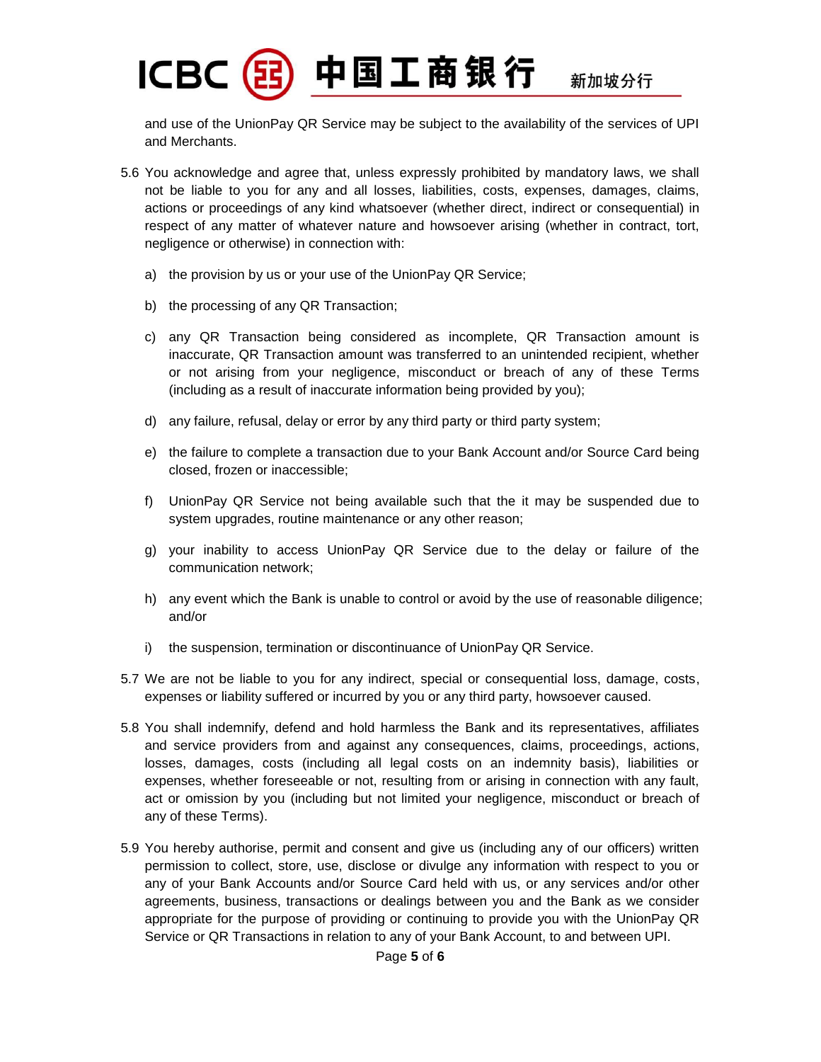and use of the UnionPay QR Service may be subject to the availability of the services of UPI and Merchants.

5.6 You acknowledge and agree that, unless expressly prohibited by mandatory laws, we shall not be liable to you for any and all losses, liabilities, costs, expenses, damages, claims, actions or proceedings of any kind whatsoever (whether direct, indirect or consequential) in respect of any matter of whatever nature and howsoever arising (whether in contract, tort, negligence or otherwise) in connection with:

a) the provision by us or your use of the UnionPay QR Service;

b) the processing of any QR Transaction;

c) any QR Transaction being considered as incomplete, QR Transaction amount is inaccurate, QR Transaction amount was transferred to an unintended recipient, whether or not arising from your negligence, misconduct or breach of any of these Terms (including as a result of inaccurate information being provided by you);

d) any failure, refusal, delay or error by any third party or third party system;

e) the failure to complete a transaction due to your Bank Account and/or Source Card being closed, frozen or inaccessible;

f) UnionPay QR Service not being available such that the it may be suspended due to system upgrades, routine maintenance or any other reason;

g) your inability to access UnionPay QR Service due to the delay or failure of the communication network;

h) any event which the Bank is unable to control or avoid by the use of reasonable diligence; and/or

i) the suspension, termination or discontinuance of UnionPay QR Service.

5.7 We are not be liable to you for any indirect, special or consequential loss, damage, costs, expenses or liability suffered or incurred by you or any third party, howsoever caused.

5.8 You shall indemnify, defend and hold harmless the Bank and its representatives, affiliates and service providers from and against any consequences, claims, proceedings, actions, losses, damages, costs (including all legal costs on an indemnity basis), liabilities or expenses, whether foreseeable or not, resulting from or arising in connection with any fault, act or omission by you (including but not limited your negligence, misconduct or breach of any of these Terms).

5.9 You hereby authorise, permit and consent and give us (including any of our officers) written permission to collect, store, use, disclose or divulge any information with respect to you or any of your Bank Accounts and/or Source Card held with us, or any services and/or other agreements, business, transactions or dealings between you and the Bank as we consider appropriate for the purpose of providing or continuing to provide you with the UnionPay QR Service or QR Transactions in relation to any of your Bank Account, to and between UPI.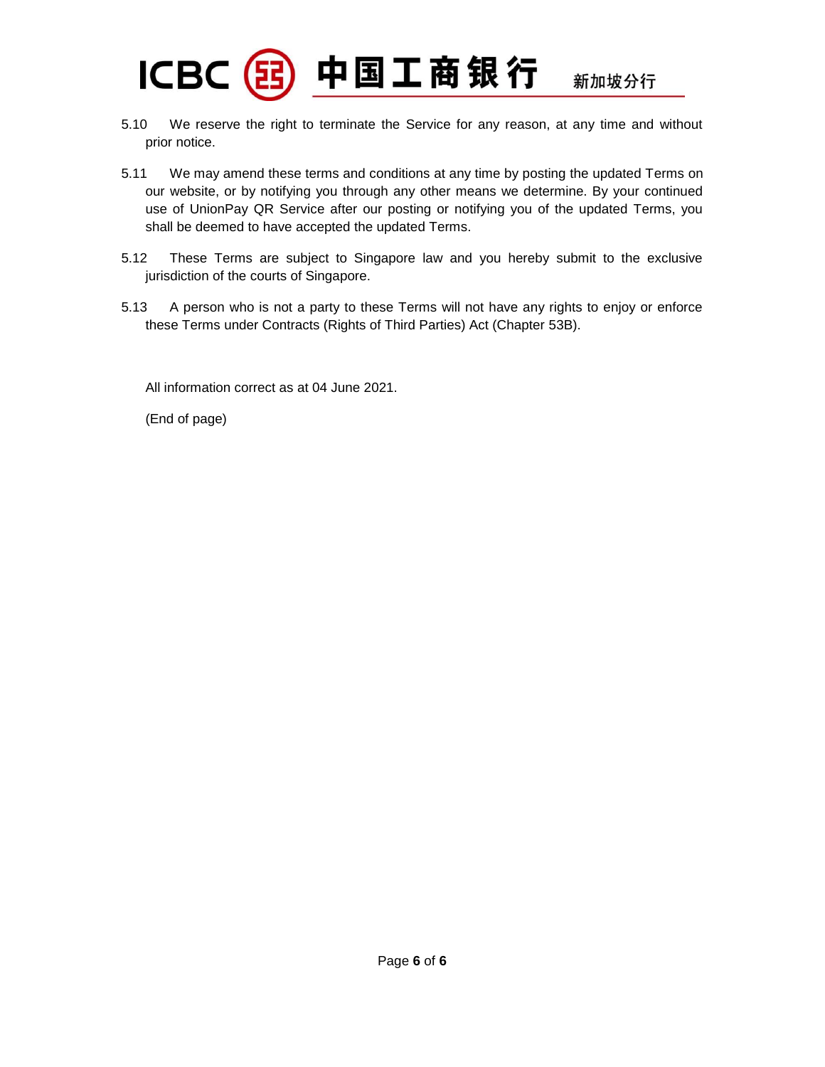5.10 We reserve the right to terminate the Service for any reason, at any time and without prior notice.

5.11 We may amend these terms and conditions at any time by posting the updated Terms on our website, or by notifying you through any other means we determine. By your continued use of UnionPay QR Service after our posting or notifying you of the updated Terms, you shall be deemed to have accepted the updated Terms.

5.12 These Terms are subject to Singapore law and you hereby submit to the exclusive jurisdiction of the courts of Singapore.

5.13 A person who is not a party to these Terms will not have any rights to enjoy or enforce these Terms under Contracts (Rights of Third Parties) Act (Chapter 53B).

All information correct as at 04 June 2021.

(End of page)